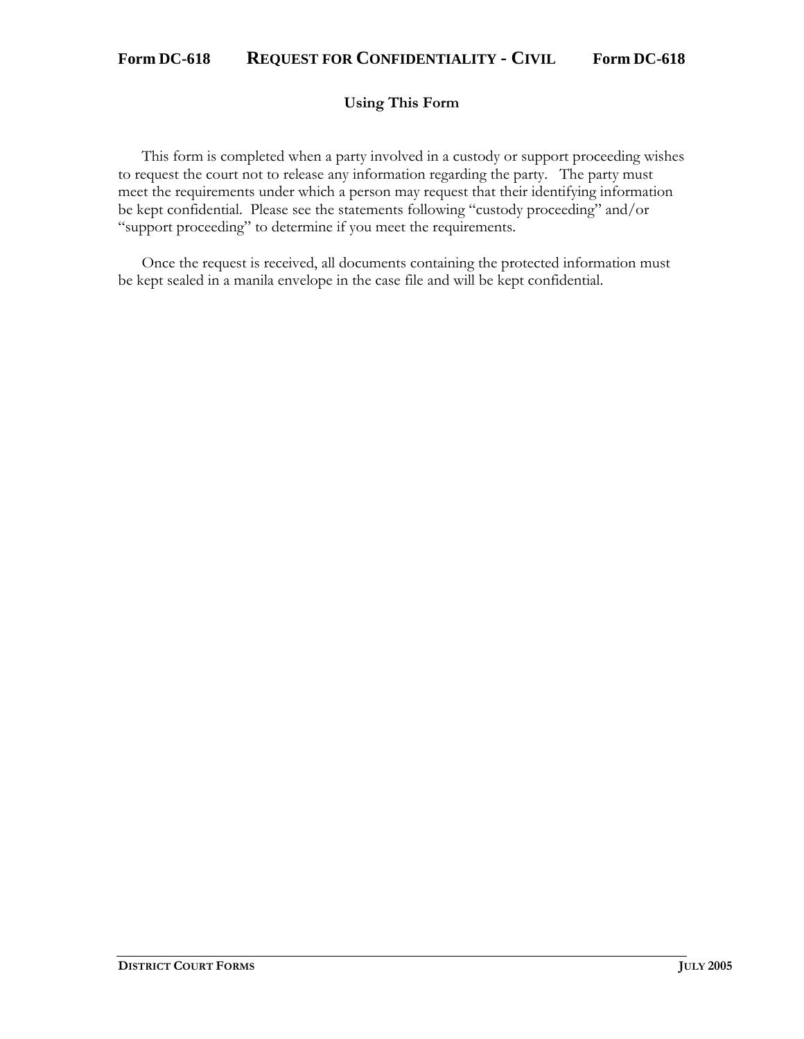# Form DC-618 REQUEST FOR CONFIDENTIALITY - CIVIL Form DC-618

## Using This Form

This form is completed when a party involved in a custody or support proceeding wishes to request the court not to release any information regarding the party. The party must meet the requirements under which a person may request that their identifying information be kept confidential. Please see the statements following "custody proceeding" and/or "support proceeding" to determine if you meet the requirements.

Once the request is received, all documents containing the protected information must be kept sealed in a manila envelope in the case file and will be kept confidential.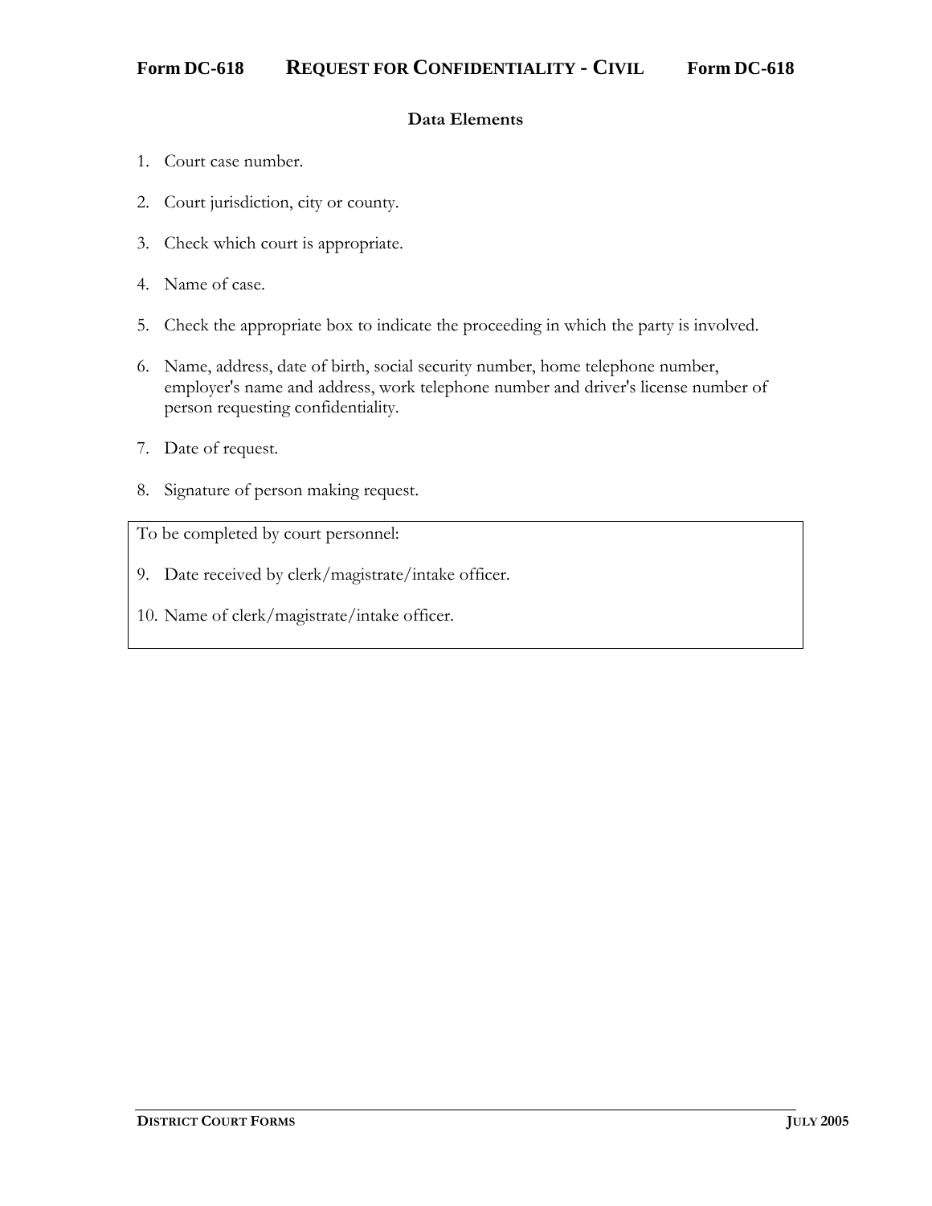# Form DC-618 REQUEST FOR CONFIDENTIALITY - CIVIL Form DC-618

## Data Elements

1. Court case number.

2. Court jurisdiction, city or county.

3. Check which court is appropriate.

4. Name of case.

5. Check the appropriate box to indicate the proceeding in which the party is involved.

6. Name, address, date of birth, social security number, home telephone number, employer's name and address, work telephone number and driver's license number of person requesting confidentiality.

7. Date of request.

8. Signature of person making request.

To be completed by court personnel:

9. Date received by clerk/magistrate/intake officer.

10. Name of clerk/magistrate/intake officer.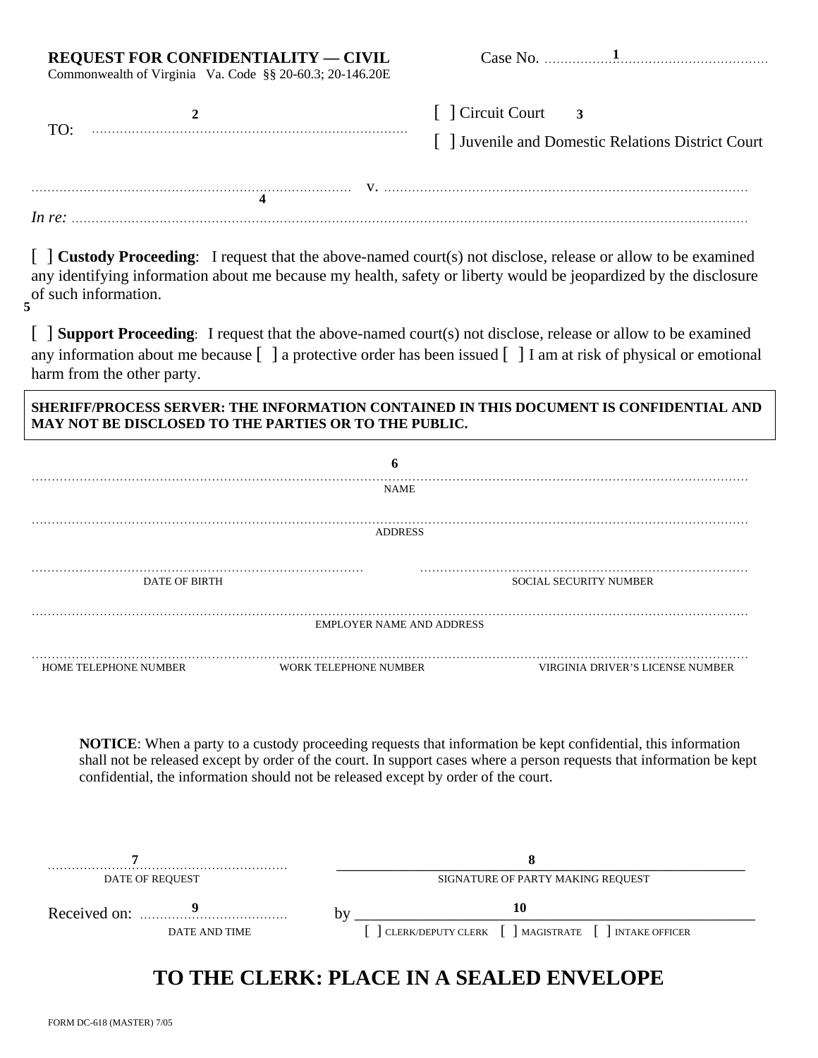**REQUEST FOR CONFIDENTIALITY — CIVIL**
Commonwealth of Virginia Va. Code §§ 20-60.3; 20-146.20E

Case No. ..........................1..........................

TO: ..........................2..........................

[ ] Circuit Court **3**
[ ] Juvenile and Domestic Relations District Court

.......................................... v. ..........................................
**4**

*In re:* ..........................................................................................

**5**

[ ] **Custody Proceeding**: I request that the above-named court(s) not disclose, release or allow to be examined any identifying information about me because my health, safety or liberty would be jeopardized by the disclosure of such information.

[ ] **Support Proceeding**: I request that the above-named court(s) not disclose, release or allow to be examined any information about me because [ ] a protective order has been issued [ ] I am at risk of physical or emotional harm from the other party.

**SHERIFF/PROCESS SERVER: THE INFORMATION CONTAINED IN THIS DOCUMENT IS CONFIDENTIAL AND MAY NOT BE DISCLOSED TO THE PARTIES OR TO THE PUBLIC.**

**6**

..........................................................................................
NAME

..........................................................................................
ADDRESS

.......................................... ..........................................
DATE OF BIRTH SOCIAL SECURITY NUMBER

..........................................................................................
EMPLOYER NAME AND ADDRESS

..........................................................................................
HOME TELEPHONE NUMBER WORK TELEPHONE NUMBER VIRGINIA DRIVER'S LICENSE NUMBER

**NOTICE**: When a party to a custody proceeding requests that information be kept confidential, this information shall not be released except by order of the court. In support cases where a person requests that information be kept confidential, the information should not be released except by order of the court.

..........7.......... ______________________8______________________
DATE OF REQUEST SIGNATURE OF PARTY MAKING REQUEST

Received on: ..........9.......... by ______________________10______________________
DATE AND TIME [ ] CLERK/DEPUTY CLERK [ ] MAGISTRATE [ ] INTAKE OFFICER

# TO THE CLERK: PLACE IN A SEALED ENVELOPE

FORM DC-618 (MASTER) 7/05